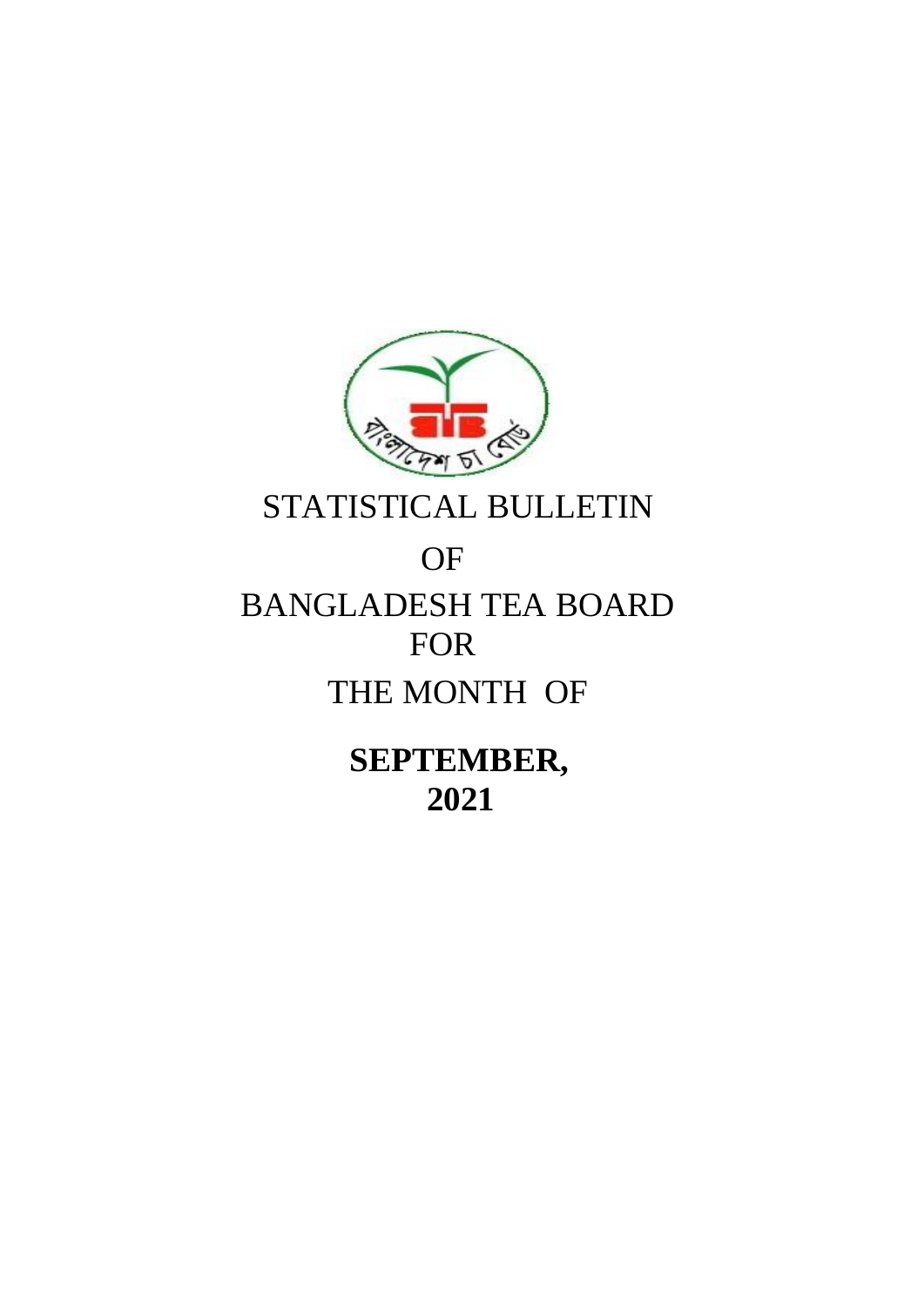# STATISTICAL BULLETIN

# OF

# BANGLADESH TEA BOARD

# FOR

# THE MONTH OF

# **SEPTEMBER, 2021**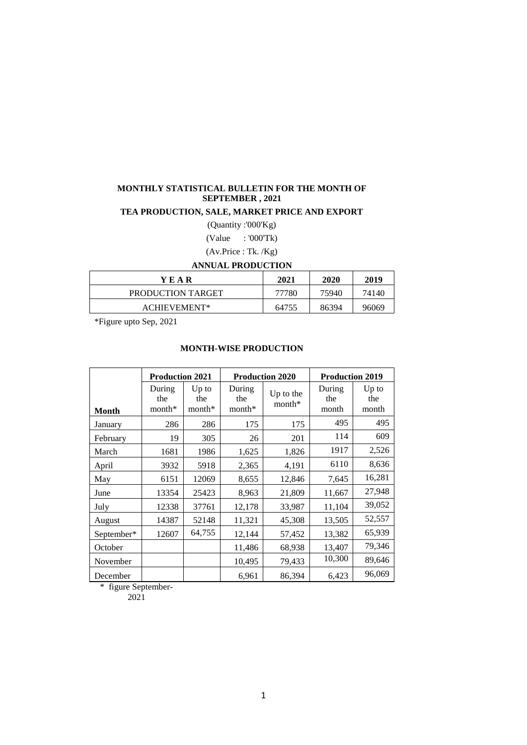**MONTHLY STATISTICAL BULLETIN FOR THE MONTH OF SEPTEMBER , 2021**

**TEA PRODUCTION, SALE, MARKET PRICE AND EXPORT**

(Quantity :'000'Kg)

(Value : '000'Tk)

(Av.Price : Tk. /Kg)

**ANNUAL PRODUCTION**

| Y E A R | 2021 | 2020 | 2019 |
|---|---|---|---|
| PRODUCTION TARGET | 77780 | 75940 | 74140 |
| ACHIEVEMENT* | 64755 | 86394 | 96069 |

*Figure upto Sep, 2021

**MONTH-WISE PRODUCTION**

| Month | Production 2021 | | Production 2020 | | Production 2019 | |
|---|---|---|---|---|---|---|
| | During the month* | Up to the month* | During the month* | Up to the month* | During the month | Up to the month |
| January | 286 | 286 | 175 | 175 | 495 | 495 |
| February | 19 | 305 | 26 | 201 | 114 | 609 |
| March | 1681 | 1986 | 1,625 | 1,826 | 1917 | 2,526 |
| April | 3932 | 5918 | 2,365 | 4,191 | 6110 | 8,636 |
| May | 6151 | 12069 | 8,655 | 12,846 | 7,645 | 16,281 |
| June | 13354 | 25423 | 8,963 | 21,809 | 11,667 | 27,948 |
| July | 12338 | 37761 | 12,178 | 33,987 | 11,104 | 39,052 |
| August | 14387 | 52148 | 11,321 | 45,308 | 13,505 | 52,557 |
| September* | 12607 | 64,755 | 12,144 | 57,452 | 13,382 | 65,939 |
| October | | | 11,486 | 68,938 | 13,407 | 79,346 |
| November | | | 10,495 | 79,433 | 10,300 | 89,646 |
| December | | | 6,961 | 86,394 | 6,423 | 96,069 |

\* figure September-2021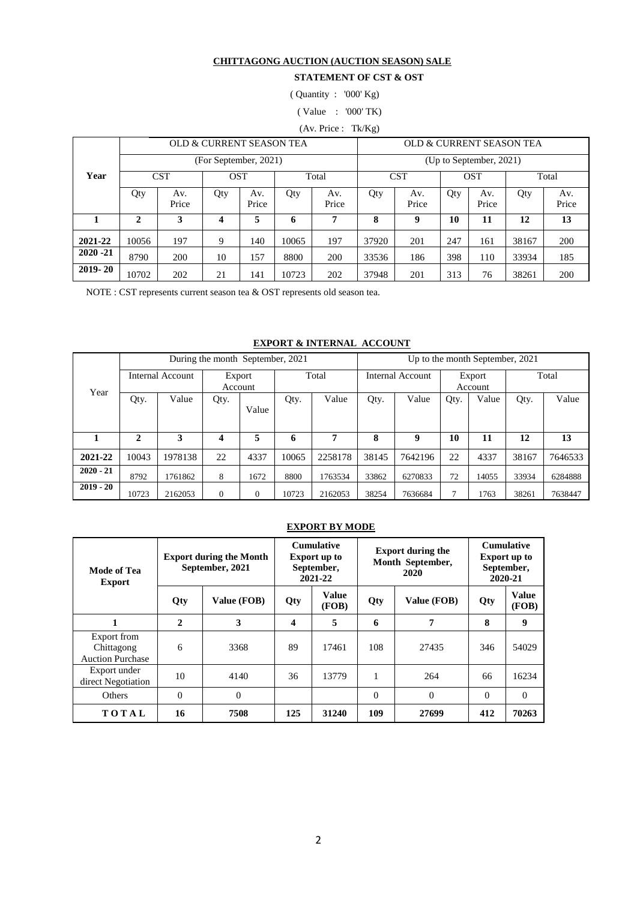**CHITTAGONG AUCTION (AUCTION SEASON) SALE**

**STATEMENT OF CST & OST**

( Quantity : '000' Kg)

( Value : '000' TK)

(Av. Price : Tk/Kg)

| Year | OLD & CURRENT SEASON TEA (For September, 2021) | | | | | | OLD & CURRENT SEASON TEA (Up to September, 2021) | | | | | |
|---|---|---|---|---|---|---|---|---|---|---|---|---|
| | CST | | OST | | Total | | CST | | OST | | Total | |
| | Qty | Av. Price | Qty | Av. Price | Qty | Av. Price | Qty | Av. Price | Qty | Av. Price | Qty | Av. Price |
| **1** | **2** | **3** | **4** | **5** | **6** | **7** | **8** | **9** | **10** | **11** | **12** | **13** |
| **2021-22** | 10056 | 197 | 9 | 140 | 10065 | 197 | 37920 | 201 | 247 | 161 | 38167 | 200 |
| **2020 -21** | 8790 | 200 | 10 | 157 | 8800 | 200 | 33536 | 186 | 398 | 110 | 33934 | 185 |
| **2019- 20** | 10702 | 202 | 21 | 141 | 10723 | 202 | 37948 | 201 | 313 | 76 | 38261 | 200 |

NOTE : CST represents current season tea & OST represents old season tea.

**EXPORT & INTERNAL ACCOUNT**

| Year | During the month September, 2021 | | | | | | Up to the month September, 2021 | | | | | |
|---|---|---|---|---|---|---|---|---|---|---|---|---|
| | Internal Account | | Export Account | | Total | | Internal Account | | Export Account | | Total | |
| | Qty. | Value | Qty. | Value | Qty. | Value | Qty. | Value | Qty. | Value | Qty. | Value |
| **1** | **2** | **3** | **4** | **5** | **6** | **7** | **8** | **9** | **10** | **11** | **12** | **13** |
| **2021-22** | 10043 | 1978138 | 22 | 4337 | 10065 | 2258178 | 38145 | 7642196 | 22 | 4337 | 38167 | 7646533 |
| **2020 - 21** | 8792 | 1761862 | 8 | 1672 | 8800 | 1763534 | 33862 | 6270833 | 72 | 14055 | 33934 | 6284888 |
| **2019 - 20** | 10723 | 2162053 | 0 | 0 | 10723 | 2162053 | 38254 | 7636684 | 7 | 1763 | 38261 | 7638447 |

**EXPORT BY MODE**

| Mode of Tea Export | Export during the Month September, 2021 | | Cumulative Export up to September, 2021-22 | | Export during the Month September, 2020 | | Cumulative Export up to September, 2020-21 | |
|---|---|---|---|---|---|---|---|---|
| | Qty | Value (FOB) | Qty | Value (FOB) | Qty | Value (FOB) | Qty | Value (FOB) |
| **1** | **2** | **3** | **4** | **5** | **6** | **7** | **8** | **9** |
| Export from Chittagong Auction Purchase | 6 | 3368 | 89 | 17461 | 108 | 27435 | 346 | 54029 |
| Export under direct Negotiation | 10 | 4140 | 36 | 13779 | 1 | 264 | 66 | 16234 |
| Others | 0 | 0 | | | 0 | 0 | 0 | 0 |
| **T O T A L** | **16** | **7508** | **125** | **31240** | **109** | **27699** | **412** | **70263** |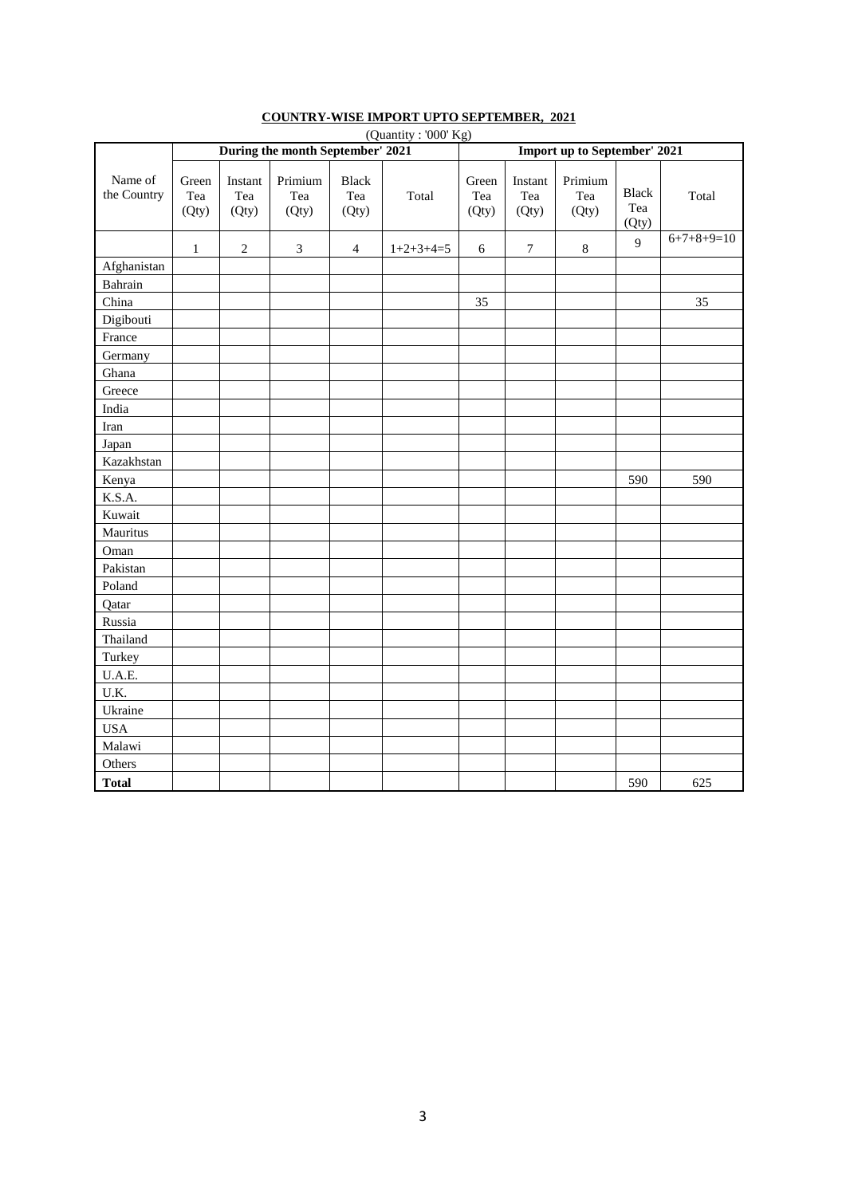**COUNTRY-WISE IMPORT UPTO SEPTEMBER, 2021**

(Quantity : '000' Kg)

| Name of the Country | During the month September' 2021 | | | | | Import up to September' 2021 | | | | |
|---|---|---|---|---|---|---|---|---|---|---|
| | Green Tea (Qty) | Instant Tea (Qty) | Primium Tea (Qty) | Black Tea (Qty) | Total | Green Tea (Qty) | Instant Tea (Qty) | Primium Tea (Qty) | Black Tea (Qty) | Total |
| | 1 | 2 | 3 | 4 | 1+2+3+4=5 | 6 | 7 | 8 | 9 | 6+7+8+9=10 |
| Afghanistan | | | | | | | | | | |
| Bahrain | | | | | | | | | | |
| China | | | | | | 35 | | | | 35 |
| Digibouti | | | | | | | | | | |
| France | | | | | | | | | | |
| Germany | | | | | | | | | | |
| Ghana | | | | | | | | | | |
| Greece | | | | | | | | | | |
| India | | | | | | | | | | |
| Iran | | | | | | | | | | |
| Japan | | | | | | | | | | |
| Kazakhstan | | | | | | | | | | |
| Kenya | | | | | | | | | 590 | 590 |
| K.S.A. | | | | | | | | | | |
| Kuwait | | | | | | | | | | |
| Mauritus | | | | | | | | | | |
| Oman | | | | | | | | | | |
| Pakistan | | | | | | | | | | |
| Poland | | | | | | | | | | |
| Qatar | | | | | | | | | | |
| Russia | | | | | | | | | | |
| Thailand | | | | | | | | | | |
| Turkey | | | | | | | | | | |
| U.A.E. | | | | | | | | | | |
| U.K. | | | | | | | | | | |
| Ukraine | | | | | | | | | | |
| USA | | | | | | | | | | |
| Malawi | | | | | | | | | | |
| Others | | | | | | | | | | |
| **Total** | | | | | | | | | 590 | 625 |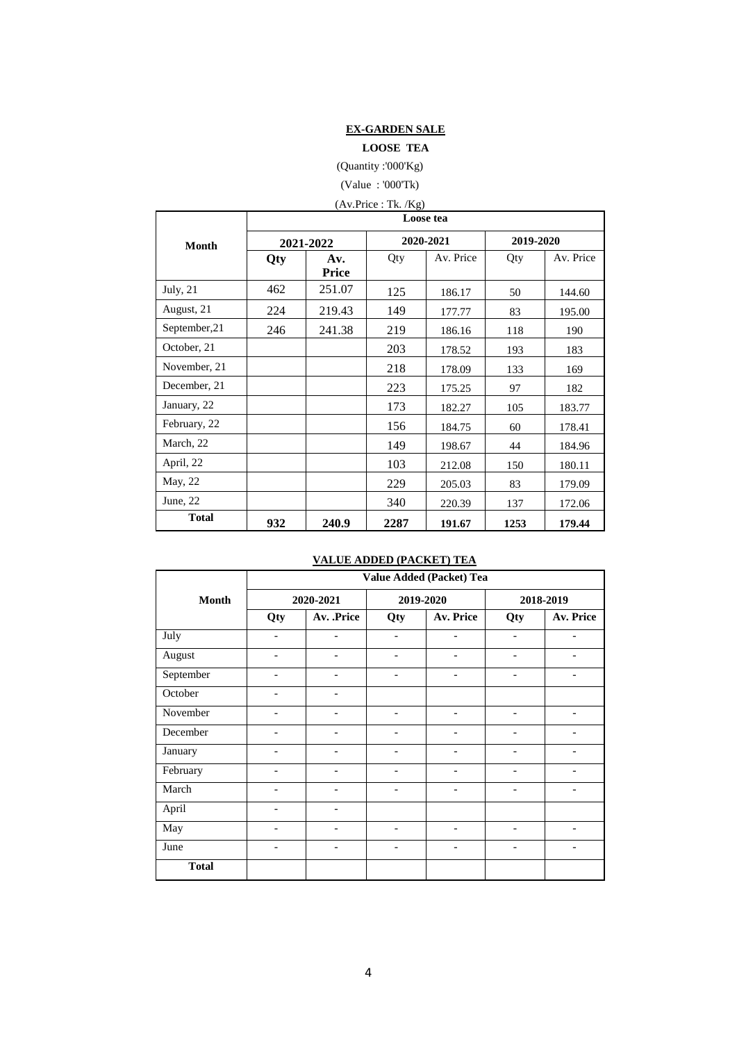**EX-GARDEN SALE**

**LOOSE TEA**

(Quantity :'000'Kg)

(Value : '000'Tk)

(Av.Price : Tk. /Kg)

| Month | Loose tea | | | | | |
|---|---|---|---|---|---|---|
| | **2021-2022** | | **2020-2021** | | **2019-2020** | |
| | **Qty** | **Av. Price** | Qty | Av. Price | Qty | Av. Price |
| July, 21 | 462 | 251.07 | 125 | 186.17 | 50 | 144.60 |
| August, 21 | 224 | 219.43 | 149 | 177.77 | 83 | 195.00 |
| September,21 | 246 | 241.38 | 219 | 186.16 | 118 | 190 |
| October, 21 | | | 203 | 178.52 | 193 | 183 |
| November, 21 | | | 218 | 178.09 | 133 | 169 |
| December, 21 | | | 223 | 175.25 | 97 | 182 |
| January, 22 | | | 173 | 182.27 | 105 | 183.77 |
| February, 22 | | | 156 | 184.75 | 60 | 178.41 |
| March, 22 | | | 149 | 198.67 | 44 | 184.96 |
| April, 22 | | | 103 | 212.08 | 150 | 180.11 |
| May, 22 | | | 229 | 205.03 | 83 | 179.09 |
| June, 22 | | | 340 | 220.39 | 137 | 172.06 |
| **Total** | **932** | **240.9** | **2287** | **191.67** | **1253** | **179.44** |

**VALUE ADDED (PACKET) TEA**

| Month | Value Added (Packet) Tea | | | | | |
|---|---|---|---|---|---|---|
| | **2020-2021** | | **2019-2020** | | **2018-2019** | |
| | **Qty** | **Av. .Price** | **Qty** | **Av. Price** | **Qty** | **Av. Price** |
| July | - | - | - | - | - | - |
| August | - | - | - | - | - | - |
| September | - | - | - | - | - | - |
| October | - | - | | | | |
| November | - | - | - | - | - | - |
| December | - | - | - | - | - | - |
| January | - | - | - | - | - | - |
| February | - | - | - | - | - | - |
| March | - | - | - | - | - | - |
| April | - | - | | | | |
| May | - | - | - | - | - | - |
| June | - | - | - | - | - | - |
| **Total** | | | | | | |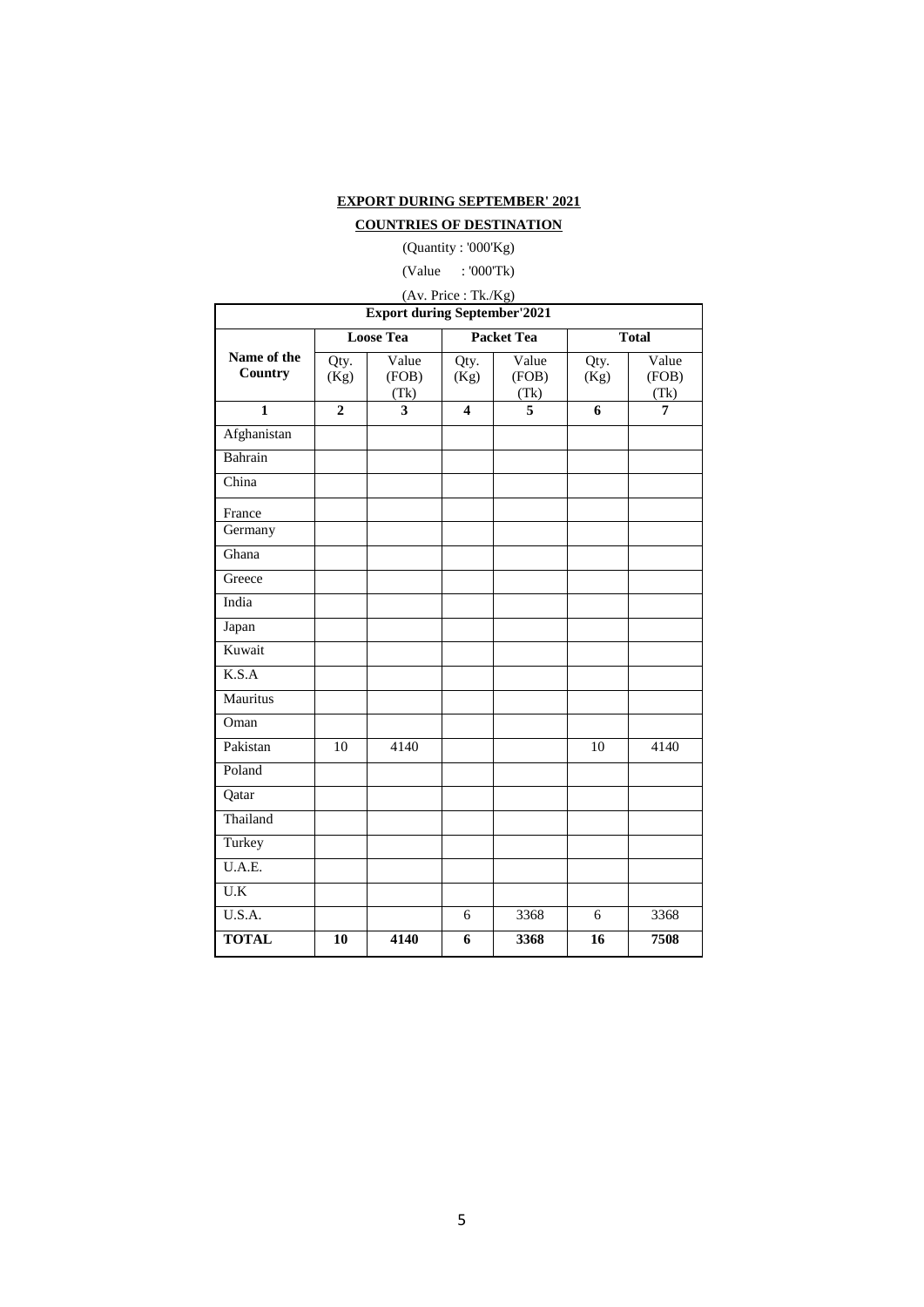**EXPORT DURING SEPTEMBER' 2021**

**COUNTRIES OF DESTINATION**

(Quantity : '000'Kg)

(Value : '000'Tk)

(Av. Price : Tk./Kg)

| **Export during September'2021** | | | | | | |
|---|---|---|---|---|---|---|
| | **Loose Tea** | | **Packet Tea** | | **Total** | |
| **Name of the Country** | Qty. (Kg) | Value (FOB) (Tk) | Qty. (Kg) | Value (FOB) (Tk) | Qty. (Kg) | Value (FOB) (Tk) |
| **1** | **2** | **3** | **4** | **5** | **6** | **7** |
| Afghanistan | | | | | | |
| Bahrain | | | | | | |
| China | | | | | | |
| France | | | | | | |
| Germany | | | | | | |
| Ghana | | | | | | |
| Greece | | | | | | |
| India | | | | | | |
| Japan | | | | | | |
| Kuwait | | | | | | |
| K.S.A | | | | | | |
| Mauritus | | | | | | |
| Oman | | | | | | |
| Pakistan | 10 | 4140 | | | 10 | 4140 |
| Poland | | | | | | |
| Qatar | | | | | | |
| Thailand | | | | | | |
| Turkey | | | | | | |
| U.A.E. | | | | | | |
| U.K | | | | | | |
| U.S.A. | | | 6 | 3368 | 6 | 3368 |
| **TOTAL** | **10** | **4140** | **6** | **3368** | **16** | **7508** |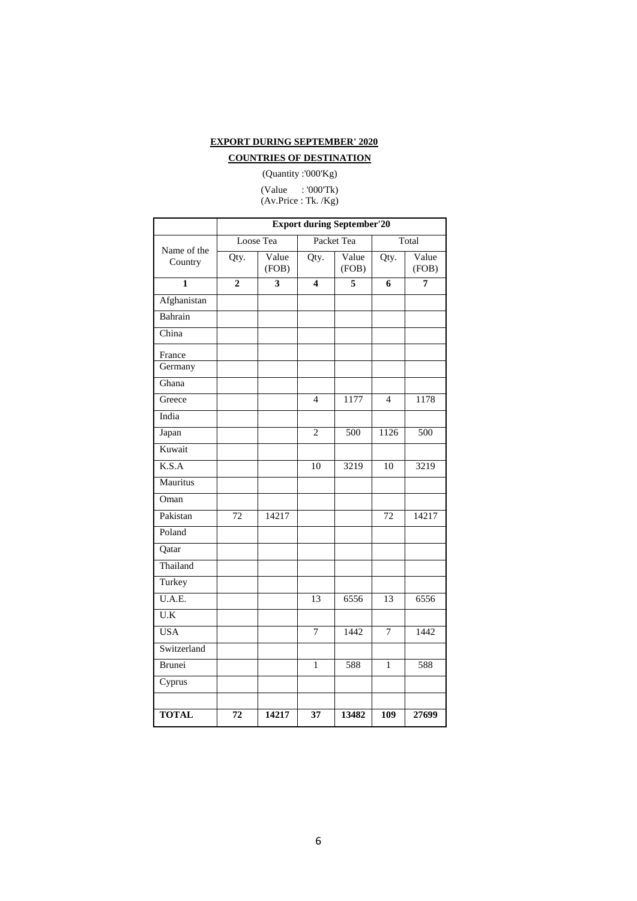**EXPORT DURING SEPTEMBER' 2020**

**COUNTRIES OF DESTINATION**

(Quantity :'000'Kg)

(Value : '000'Tk)
(Av.Price : Tk. /Kg)

| Name of the Country | Export during September'20 | | | | | |
|---|---|---|---|---|---|---|
| | Loose Tea | | Packet Tea | | Total | |
| | Qty. | Value (FOB) | Qty. | Value (FOB) | Qty. | Value (FOB) |
| **1** | **2** | **3** | **4** | **5** | **6** | **7** |
| Afghanistan | | | | | | |
| Bahrain | | | | | | |
| China | | | | | | |
| France | | | | | | |
| Germany | | | | | | |
| Ghana | | | | | | |
| Greece | | | 4 | 1177 | 4 | 1178 |
| India | | | | | | |
| Japan | | | 2 | 500 | 1126 | 500 |
| Kuwait | | | | | | |
| K.S.A | | | 10 | 3219 | 10 | 3219 |
| Mauritus | | | | | | |
| Oman | | | | | | |
| Pakistan | 72 | 14217 | | | 72 | 14217 |
| Poland | | | | | | |
| Qatar | | | | | | |
| Thailand | | | | | | |
| Turkey | | | | | | |
| U.A.E. | | | 13 | 6556 | 13 | 6556 |
| U.K | | | | | | |
| USA | | | 7 | 1442 | 7 | 1442 |
| Switzerland | | | | | | |
| Brunei | | | 1 | 588 | 1 | 588 |
| Cyprus | | | | | | |
| | | | | | | |
| **TOTAL** | **72** | **14217** | **37** | **13482** | **109** | **27699** |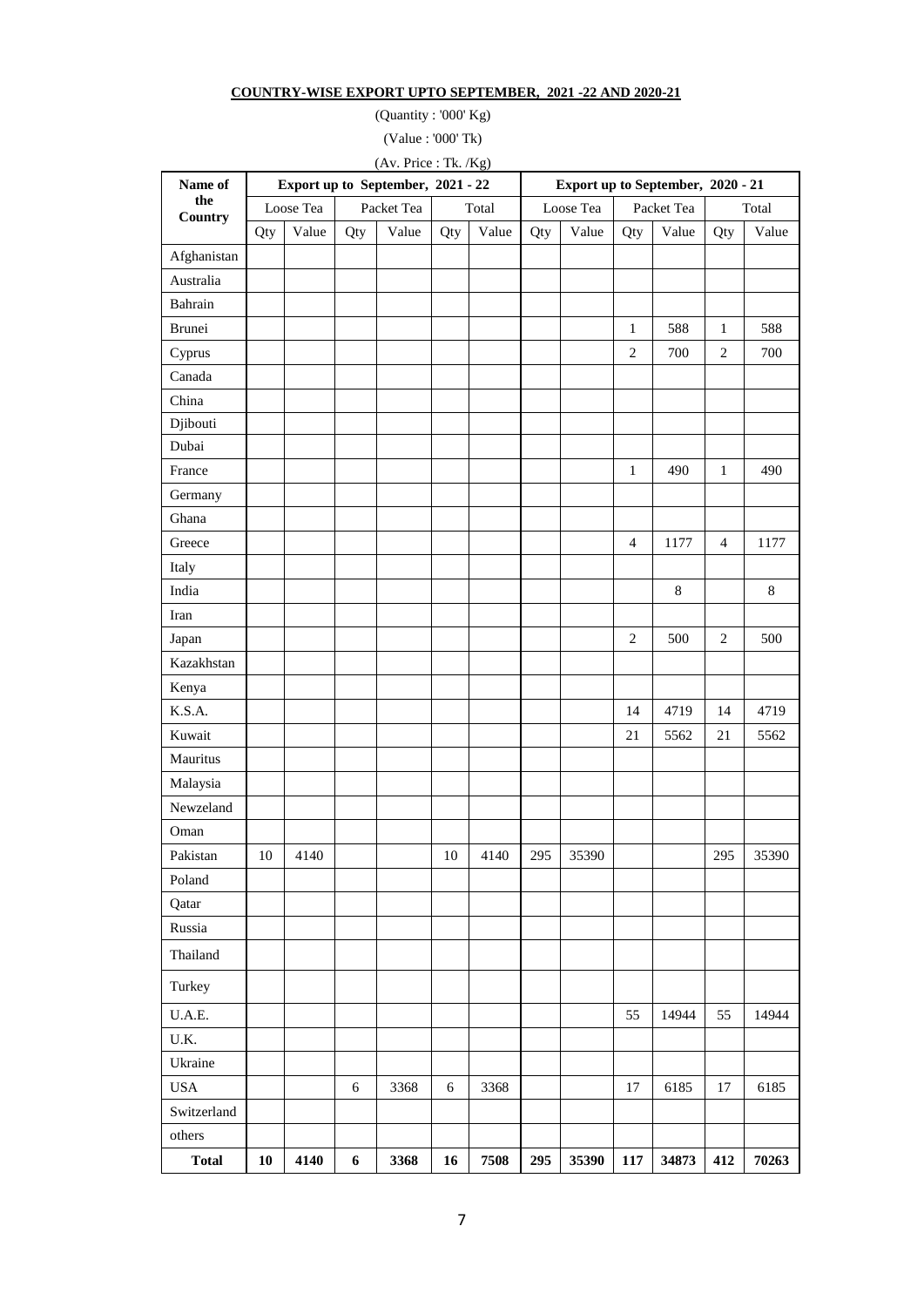**COUNTRY-WISE EXPORT UPTO SEPTEMBER, 2021 -22 AND 2020-21**

(Quantity : '000' Kg)

(Value : '000' Tk)

(Av. Price : Tk. /Kg)

| Name of the Country | Export up to September, 2021 - 22 | | | | | | Export up to September, 2020 - 21 | | | | | |
|---|---|---|---|---|---|---|---|---|---|---|---|---|
| | Loose Tea | | Packet Tea | | Total | | Loose Tea | | Packet Tea | | Total | |
| | Qty | Value | Qty | Value | Qty | Value | Qty | Value | Qty | Value | Qty | Value |
| Afghanistan | | | | | | | | | | | | |
| Australia | | | | | | | | | | | | |
| Bahrain | | | | | | | | | | | | |
| Brunei | | | | | | | | | 1 | 588 | 1 | 588 |
| Cyprus | | | | | | | | | 2 | 700 | 2 | 700 |
| Canada | | | | | | | | | | | | |
| China | | | | | | | | | | | | |
| Djibouti | | | | | | | | | | | | |
| Dubai | | | | | | | | | | | | |
| France | | | | | | | | | 1 | 490 | 1 | 490 |
| Germany | | | | | | | | | | | | |
| Ghana | | | | | | | | | | | | |
| Greece | | | | | | | | | 4 | 1177 | 4 | 1177 |
| Italy | | | | | | | | | | | | |
| India | | | | | | | | | | 8 | | 8 |
| Iran | | | | | | | | | | | | |
| Japan | | | | | | | | | 2 | 500 | 2 | 500 |
| Kazakhstan | | | | | | | | | | | | |
| Kenya | | | | | | | | | | | | |
| K.S.A. | | | | | | | | | 14 | 4719 | 14 | 4719 |
| Kuwait | | | | | | | | | 21 | 5562 | 21 | 5562 |
| Mauritus | | | | | | | | | | | | |
| Malaysia | | | | | | | | | | | | |
| Newzeland | | | | | | | | | | | | |
| Oman | | | | | | | | | | | | |
| Pakistan | 10 | 4140 | | | 10 | 4140 | 295 | 35390 | | | 295 | 35390 |
| Poland | | | | | | | | | | | | |
| Qatar | | | | | | | | | | | | |
| Russia | | | | | | | | | | | | |
| Thailand | | | | | | | | | | | | |
| Turkey | | | | | | | | | | | | |
| U.A.E. | | | | | | | | | 55 | 14944 | 55 | 14944 |
| U.K. | | | | | | | | | | | | |
| Ukraine | | | | | | | | | | | | |
| USA | | | 6 | 3368 | 6 | 3368 | | | 17 | 6185 | 17 | 6185 |
| Switzerland | | | | | | | | | | | | |
| others | | | | | | | | | | | | |
| **Total** | **10** | **4140** | **6** | **3368** | **16** | **7508** | **295** | **35390** | **117** | **34873** | **412** | **70263** |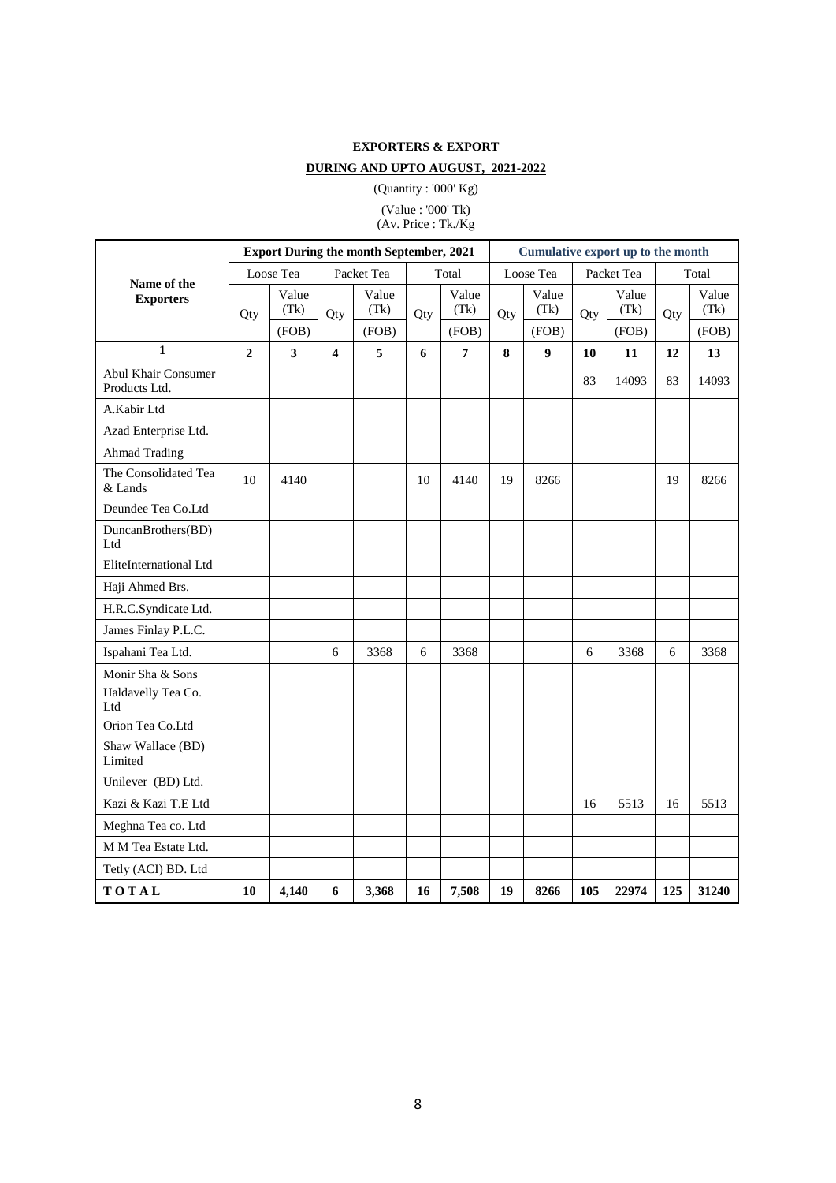**EXPORTERS & EXPORT**

**DURING AND UPTO AUGUST, 2021-2022**

(Quantity : '000' Kg)

(Value : '000' Tk)
(Av. Price : Tk./Kg

| Name of the Exporters | Export During the month September, 2021 | | | | | | Cumulative export up to the month | | | | | |
|---|---|---|---|---|---|---|---|---|---|---|---|---|
| | Loose Tea | | Packet Tea | | Total | | Loose Tea | | Packet Tea | | Total | |
| | Qty | Value (Tk) (FOB) | Qty | Value (Tk) (FOB) | Qty | Value (Tk) (FOB) | Qty | Value (Tk) (FOB) | Qty | Value (Tk) (FOB) | Qty | Value (Tk) (FOB) |
| **1** | **2** | **3** | **4** | **5** | **6** | **7** | **8** | **9** | **10** | **11** | **12** | **13** |
| Abul Khair Consumer Products Ltd. | | | | | | | | | 83 | 14093 | 83 | 14093 |
| A.Kabir Ltd | | | | | | | | | | | | |
| Azad Enterprise Ltd. | | | | | | | | | | | | |
| Ahmad Trading | | | | | | | | | | | | |
| The Consolidated Tea & Lands | 10 | 4140 | | | 10 | 4140 | 19 | 8266 | | | 19 | 8266 |
| Deundee Tea Co.Ltd | | | | | | | | | | | | |
| DuncanBrothers(BD) Ltd | | | | | | | | | | | | |
| EliteInternational Ltd | | | | | | | | | | | | |
| Haji Ahmed Brs. | | | | | | | | | | | | |
| H.R.C.Syndicate Ltd. | | | | | | | | | | | | |
| James Finlay P.L.C. | | | | | | | | | | | | |
| Ispahani Tea Ltd. | | | 6 | 3368 | 6 | 3368 | | | 6 | 3368 | 6 | 3368 |
| Monir Sha & Sons | | | | | | | | | | | | |
| Haldavelly Tea Co. Ltd | | | | | | | | | | | | |
| Orion Tea Co.Ltd | | | | | | | | | | | | |
| Shaw Wallace (BD) Limited | | | | | | | | | | | | |
| Unilever (BD) Ltd. | | | | | | | | | | | | |
| Kazi & Kazi T.E Ltd | | | | | | | | | 16 | 5513 | 16 | 5513 |
| Meghna Tea co. Ltd | | | | | | | | | | | | |
| M M Tea Estate Ltd. | | | | | | | | | | | | |
| Tetly (ACI) BD. Ltd | | | | | | | | | | | | |
| **TOTAL** | **10** | **4,140** | **6** | **3,368** | **16** | **7,508** | **19** | **8266** | **105** | **22974** | **125** | **31240** |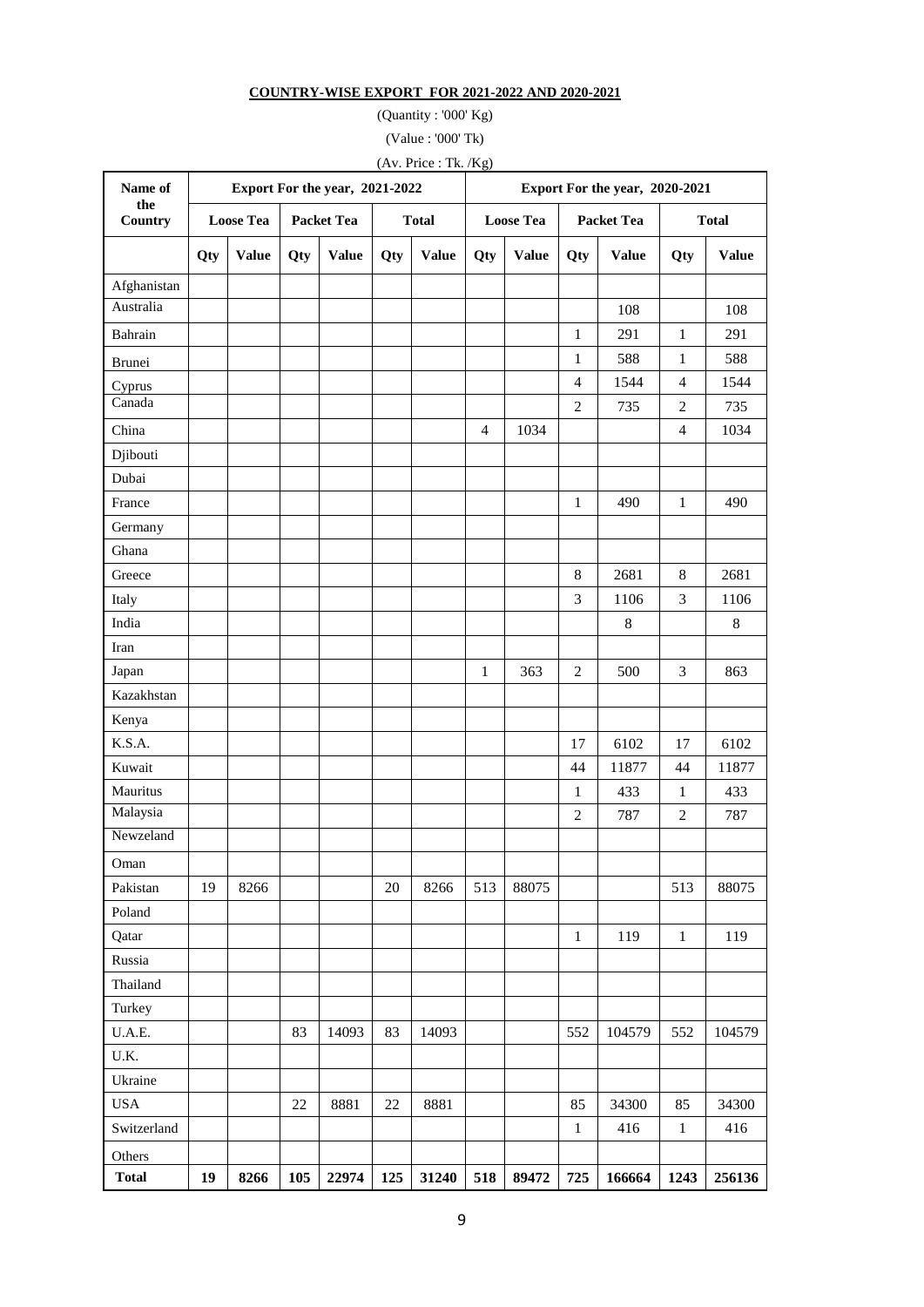**COUNTRY-WISE EXPORT FOR 2021-2022 AND 2020-2021**

(Quantity : '000' Kg)

(Value : '000' Tk)

(Av. Price : Tk. /Kg)

| Name of the Country | Export For the year, 2021-2022 | | | | | | Export For the year, 2020-2021 | | | | | |
|---|---|---|---|---|---|---|---|---|---|---|---|---|
| | Loose Tea | | Packet Tea | | Total | | Loose Tea | | Packet Tea | | Total | |
| | Qty | Value | Qty | Value | Qty | Value | Qty | Value | Qty | Value | Qty | Value |
| Afghanistan | | | | | | | | | | | | |
| Australia | | | | | | | | | | 108 | | 108 |
| Bahrain | | | | | | | | | 1 | 291 | 1 | 291 |
| Brunei | | | | | | | | | 1 | 588 | 1 | 588 |
| Cyprus | | | | | | | | | 4 | 1544 | 4 | 1544 |
| Canada | | | | | | | | | 2 | 735 | 2 | 735 |
| China | | | | | | | 4 | 1034 | | | 4 | 1034 |
| Djibouti | | | | | | | | | | | | |
| Dubai | | | | | | | | | | | | |
| France | | | | | | | | | 1 | 490 | 1 | 490 |
| Germany | | | | | | | | | | | | |
| Ghana | | | | | | | | | | | | |
| Greece | | | | | | | | | 8 | 2681 | 8 | 2681 |
| Italy | | | | | | | | | 3 | 1106 | 3 | 1106 |
| India | | | | | | | | | | 8 | | 8 |
| Iran | | | | | | | | | | | | |
| Japan | | | | | | | 1 | 363 | 2 | 500 | 3 | 863 |
| Kazakhstan | | | | | | | | | | | | |
| Kenya | | | | | | | | | | | | |
| K.S.A. | | | | | | | | | 17 | 6102 | 17 | 6102 |
| Kuwait | | | | | | | | | 44 | 11877 | 44 | 11877 |
| Mauritus | | | | | | | | | 1 | 433 | 1 | 433 |
| Malaysia | | | | | | | | | 2 | 787 | 2 | 787 |
| Newzeland | | | | | | | | | | | | |
| Oman | | | | | | | | | | | | |
| Pakistan | 19 | 8266 | | | 20 | 8266 | 513 | 88075 | | | 513 | 88075 |
| Poland | | | | | | | | | | | | |
| Qatar | | | | | | | | | 1 | 119 | 1 | 119 |
| Russia | | | | | | | | | | | | |
| Thailand | | | | | | | | | | | | |
| Turkey | | | | | | | | | | | | |
| U.A.E. | | | 83 | 14093 | 83 | 14093 | | | 552 | 104579 | 552 | 104579 |
| U.K. | | | | | | | | | | | | |
| Ukraine | | | | | | | | | | | | |
| USA | | | 22 | 8881 | 22 | 8881 | | | 85 | 34300 | 85 | 34300 |
| Switzerland | | | | | | | | | 1 | 416 | 1 | 416 |
| Others | | | | | | | | | | | | |
| **Total** | **19** | **8266** | **105** | **22974** | **125** | **31240** | **518** | **89472** | **725** | **166664** | **1243** | **256136** |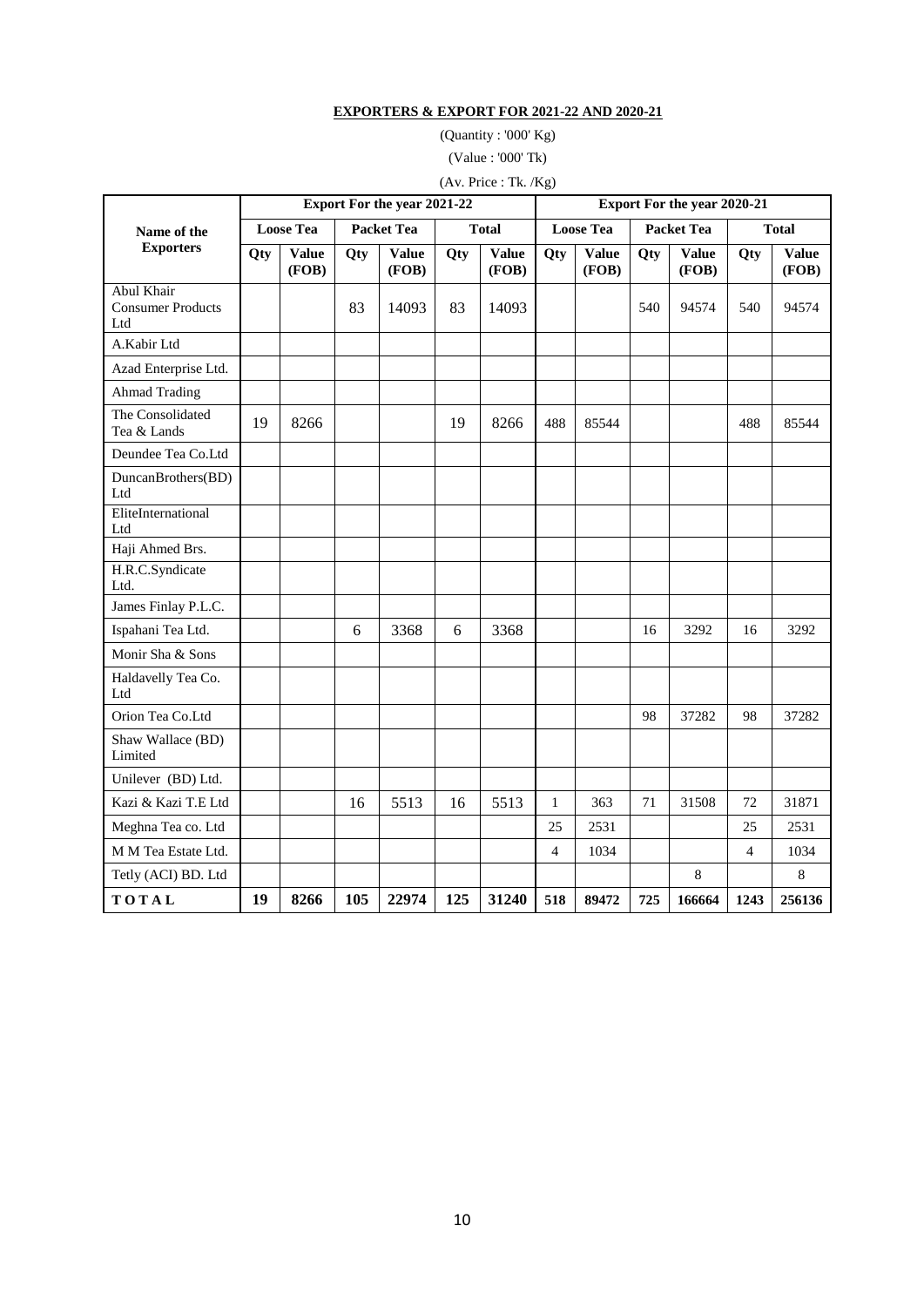**EXPORTERS & EXPORT FOR 2021-22 AND 2020-21**

(Quantity : '000' Kg)

(Value : '000' Tk)

(Av. Price : Tk. /Kg)

| Name of the Exporters | Export For the year 2021-22 | | | | | | Export For the year 2020-21 | | | | | |
|---|---|---|---|---|---|---|---|---|---|---|---|---|
| | Loose Tea | | Packet Tea | | Total | | Loose Tea | | Packet Tea | | Total | |
| | Qty | Value (FOB) | Qty | Value (FOB) | Qty | Value (FOB) | Qty | Value (FOB) | Qty | Value (FOB) | Qty | Value (FOB) |
| Abul Khair Consumer Products Ltd | | | 83 | 14093 | 83 | 14093 | | | 540 | 94574 | 540 | 94574 |
| A.Kabir Ltd | | | | | | | | | | | | |
| Azad Enterprise Ltd. | | | | | | | | | | | | |
| Ahmad Trading | | | | | | | | | | | | |
| The Consolidated Tea & Lands | 19 | 8266 | | | 19 | 8266 | 488 | 85544 | | | 488 | 85544 |
| Deundee Tea Co.Ltd | | | | | | | | | | | | |
| DuncanBrothers(BD) Ltd | | | | | | | | | | | | |
| EliteInternational Ltd | | | | | | | | | | | | |
| Haji Ahmed Brs. | | | | | | | | | | | | |
| H.R.C.Syndicate Ltd. | | | | | | | | | | | | |
| James Finlay P.L.C. | | | | | | | | | | | | |
| Ispahani Tea Ltd. | | | 6 | 3368 | 6 | 3368 | | | 16 | 3292 | 16 | 3292 |
| Monir Sha & Sons | | | | | | | | | | | | |
| Haldavelly Tea Co. Ltd | | | | | | | | | | | | |
| Orion Tea Co.Ltd | | | | | | | | | 98 | 37282 | 98 | 37282 |
| Shaw Wallace (BD) Limited | | | | | | | | | | | | |
| Unilever (BD) Ltd. | | | | | | | | | | | | |
| Kazi & Kazi T.E Ltd | | | 16 | 5513 | 16 | 5513 | 1 | 363 | 71 | 31508 | 72 | 31871 |
| Meghna Tea co. Ltd | | | | | | | 25 | 2531 | | | 25 | 2531 |
| M M Tea Estate Ltd. | | | | | | | 4 | 1034 | | | 4 | 1034 |
| Tetly (ACI) BD. Ltd | | | | | | | | | | 8 | | 8 |
| **TOTAL** | **19** | **8266** | **105** | **22974** | **125** | **31240** | **518** | **89472** | **725** | **166664** | **1243** | **256136** |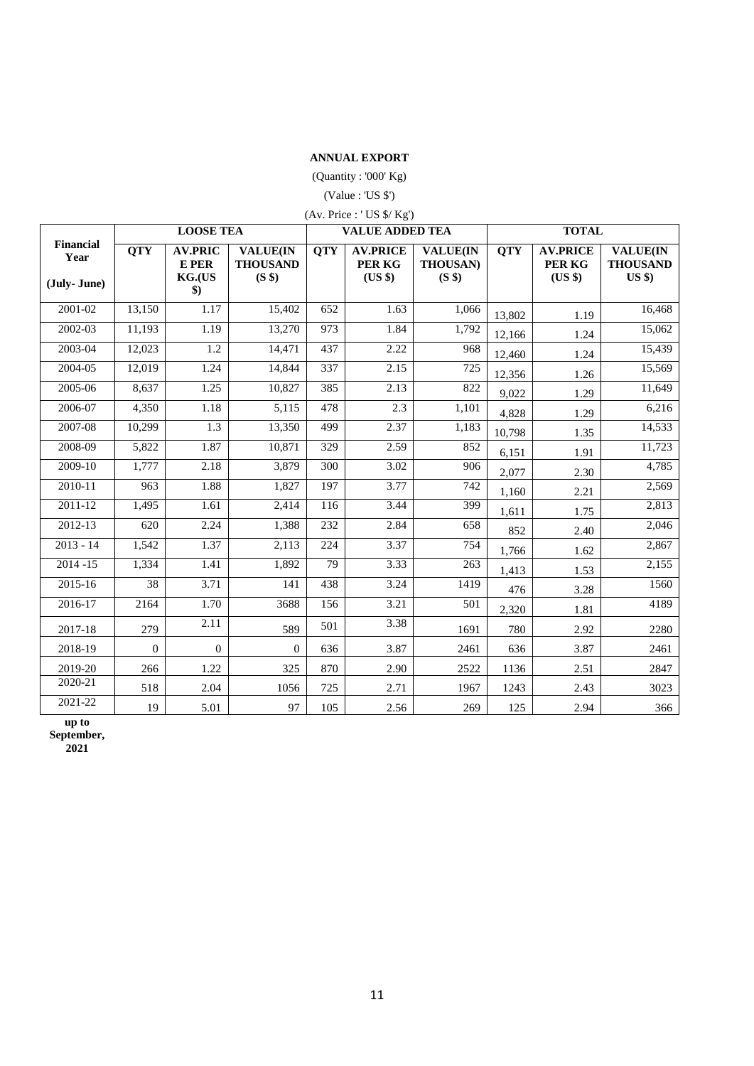**ANNUAL EXPORT**

(Quantity : '000' Kg)

(Value : 'US $')

(Av. Price : ' US $/ Kg')

| Financial Year (July- June) | LOOSE TEA | | | VALUE ADDED TEA | | | TOTAL | | |
|---|---|---|---|---|---|---|---|---|---|
| | QTY | AV.PRICE PER KG.(US $) | VALUE(IN THOUSAND (S $) | QTY | AV.PRICE PER KG (US $) | VALUE(IN THOUSAN) (S $) | QTY | AV.PRICE PER KG (US $) | VALUE(IN THOUSAND US $) |
| 2001-02 | 13,150 | 1.17 | 15,402 | 652 | 1.63 | 1,066 | 13,802 | 1.19 | 16,468 |
| 2002-03 | 11,193 | 1.19 | 13,270 | 973 | 1.84 | 1,792 | 12,166 | 1.24 | 15,062 |
| 2003-04 | 12,023 | 1.2 | 14,471 | 437 | 2.22 | 968 | 12,460 | 1.24 | 15,439 |
| 2004-05 | 12,019 | 1.24 | 14,844 | 337 | 2.15 | 725 | 12,356 | 1.26 | 15,569 |
| 2005-06 | 8,637 | 1.25 | 10,827 | 385 | 2.13 | 822 | 9,022 | 1.29 | 11,649 |
| 2006-07 | 4,350 | 1.18 | 5,115 | 478 | 2.3 | 1,101 | 4,828 | 1.29 | 6,216 |
| 2007-08 | 10,299 | 1.3 | 13,350 | 499 | 2.37 | 1,183 | 10,798 | 1.35 | 14,533 |
| 2008-09 | 5,822 | 1.87 | 10,871 | 329 | 2.59 | 852 | 6,151 | 1.91 | 11,723 |
| 2009-10 | 1,777 | 2.18 | 3,879 | 300 | 3.02 | 906 | 2,077 | 2.30 | 4,785 |
| 2010-11 | 963 | 1.88 | 1,827 | 197 | 3.77 | 742 | 1,160 | 2.21 | 2,569 |
| 2011-12 | 1,495 | 1.61 | 2,414 | 116 | 3.44 | 399 | 1,611 | 1.75 | 2,813 |
| 2012-13 | 620 | 2.24 | 1,388 | 232 | 2.84 | 658 | 852 | 2.40 | 2,046 |
| 2013 - 14 | 1,542 | 1.37 | 2,113 | 224 | 3.37 | 754 | 1,766 | 1.62 | 2,867 |
| 2014 -15 | 1,334 | 1.41 | 1,892 | 79 | 3.33 | 263 | 1,413 | 1.53 | 2,155 |
| 2015-16 | 38 | 3.71 | 141 | 438 | 3.24 | 1419 | 476 | 3.28 | 1560 |
| 2016-17 | 2164 | 1.70 | 3688 | 156 | 3.21 | 501 | 2,320 | 1.81 | 4189 |
| 2017-18 | 279 | 2.11 | 589 | 501 | 3.38 | 1691 | 780 | 2.92 | 2280 |
| 2018-19 | 0 | 0 | 0 | 636 | 3.87 | 2461 | 636 | 3.87 | 2461 |
| 2019-20 | 266 | 1.22 | 325 | 870 | 2.90 | 2522 | 1136 | 2.51 | 2847 |
| 2020-21 | 518 | 2.04 | 1056 | 725 | 2.71 | 1967 | 1243 | 2.43 | 3023 |
| 2021-22 **up to September, 2021** | 19 | 5.01 | 97 | 105 | 2.56 | 269 | 125 | 2.94 | 366 |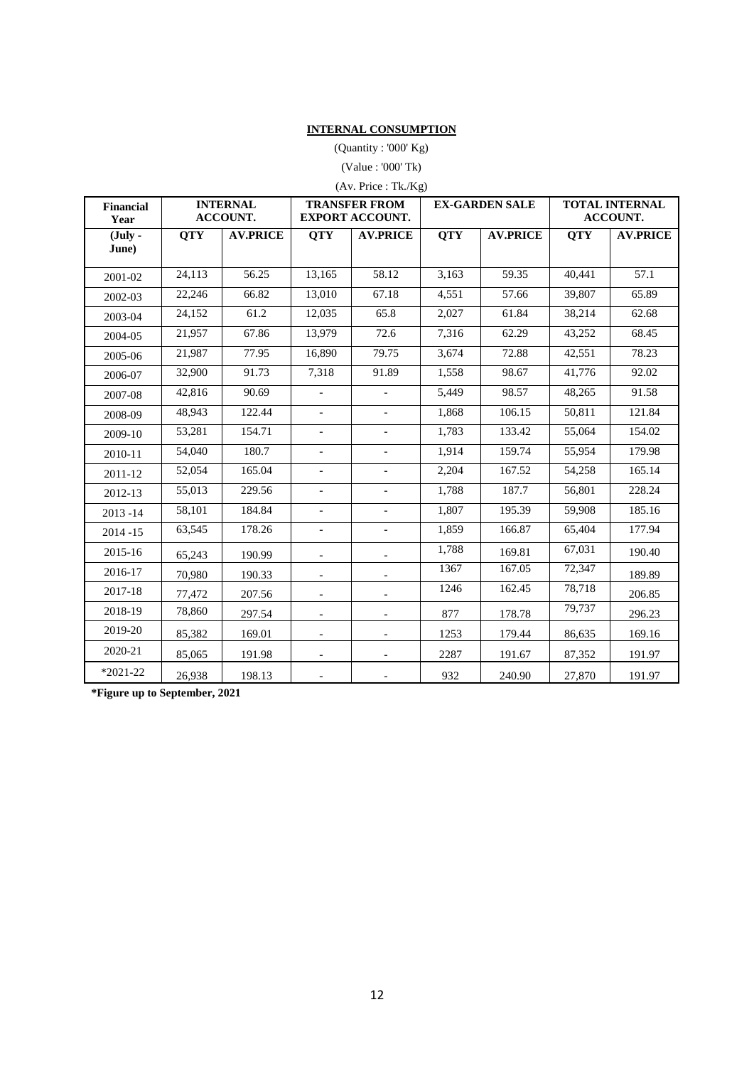**INTERNAL CONSUMPTION**

(Quantity : '000' Kg)

(Value : '000' Tk)

(Av. Price : Tk./Kg)

| Financial Year | INTERNAL ACCOUNT. | | TRANSFER FROM EXPORT ACCOUNT. | | EX-GARDEN SALE | | TOTAL INTERNAL ACCOUNT. | |
|---|---|---|---|---|---|---|---|---|
| (July - June) | QTY | AV.PRICE | QTY | AV.PRICE | QTY | AV.PRICE | QTY | AV.PRICE |
| 2001-02 | 24,113 | 56.25 | 13,165 | 58.12 | 3,163 | 59.35 | 40,441 | 57.1 |
| 2002-03 | 22,246 | 66.82 | 13,010 | 67.18 | 4,551 | 57.66 | 39,807 | 65.89 |
| 2003-04 | 24,152 | 61.2 | 12,035 | 65.8 | 2,027 | 61.84 | 38,214 | 62.68 |
| 2004-05 | 21,957 | 67.86 | 13,979 | 72.6 | 7,316 | 62.29 | 43,252 | 68.45 |
| 2005-06 | 21,987 | 77.95 | 16,890 | 79.75 | 3,674 | 72.88 | 42,551 | 78.23 |
| 2006-07 | 32,900 | 91.73 | 7,318 | 91.89 | 1,558 | 98.67 | 41,776 | 92.02 |
| 2007-08 | 42,816 | 90.69 | - | - | 5,449 | 98.57 | 48,265 | 91.58 |
| 2008-09 | 48,943 | 122.44 | - | - | 1,868 | 106.15 | 50,811 | 121.84 |
| 2009-10 | 53,281 | 154.71 | - | - | 1,783 | 133.42 | 55,064 | 154.02 |
| 2010-11 | 54,040 | 180.7 | - | - | 1,914 | 159.74 | 55,954 | 179.98 |
| 2011-12 | 52,054 | 165.04 | - | - | 2,204 | 167.52 | 54,258 | 165.14 |
| 2012-13 | 55,013 | 229.56 | - | - | 1,788 | 187.7 | 56,801 | 228.24 |
| 2013 -14 | 58,101 | 184.84 | - | - | 1,807 | 195.39 | 59,908 | 185.16 |
| 2014 -15 | 63,545 | 178.26 | - | - | 1,859 | 166.87 | 65,404 | 177.94 |
| 2015-16 | 65,243 | 190.99 | - | - | 1,788 | 169.81 | 67,031 | 190.40 |
| 2016-17 | 70,980 | 190.33 | - | - | 1367 | 167.05 | 72,347 | 189.89 |
| 2017-18 | 77,472 | 207.56 | - | - | 1246 | 162.45 | 78,718 | 206.85 |
| 2018-19 | 78,860 | 297.54 | - | - | 877 | 178.78 | 79,737 | 296.23 |
| 2019-20 | 85,382 | 169.01 | - | - | 1253 | 179.44 | 86,635 | 169.16 |
| 2020-21 | 85,065 | 191.98 | - | - | 2287 | 191.67 | 87,352 | 191.97 |
| *2021-22 | 26,938 | 198.13 | - | - | 932 | 240.90 | 27,870 | 191.97 |

**\*Figure up to September, 2021**